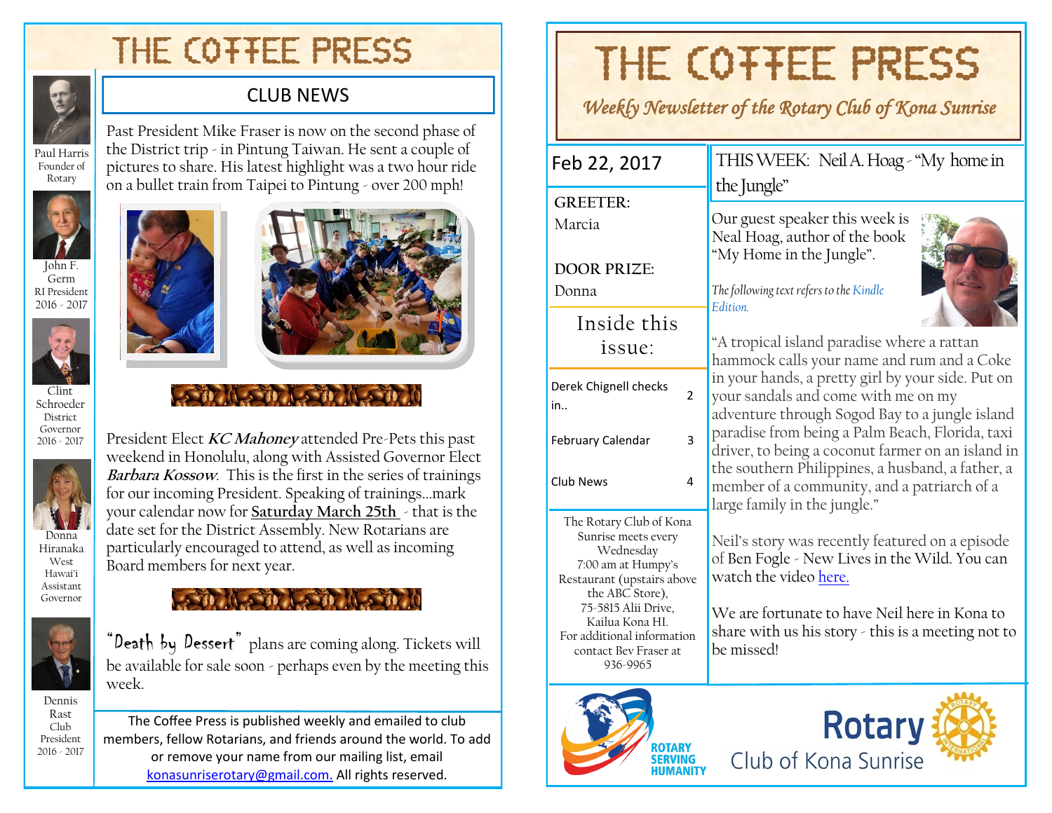# THE COFFEE PRESS

Paul Harris Founder of Rotary

John F. Germ RI President 2016 - 2017

Clint Schroeder District Governor 2016 - 2017

Donna Hiranaka West Hawai'i Assistant Governor

Dennis Rast Club President 2016 - 2017

## CLUB NEWS

Past President Mike Fraser is now on the second phase of the District trip - in Pintung Taiwan. He sent a couple of pictures to share. His latest highlight was a two hour ride on a bullet train from Taipei to Pintung - over 200 mph!

President Elect ***KC Mahoney*** attended Pre-Pets this past weekend in Honolulu, along with Assisted Governor Elect ***Barbara Kossow***. This is the first in the series of trainings for our incoming President. Speaking of trainings…mark your calendar now for **Saturday March 25th** - that is the date set for the District Assembly. New Rotarians are particularly encouraged to attend, as well as incoming Board members for next year.

"Death by Dessert" plans are coming along. Tickets will be available for sale soon - perhaps even by the meeting this week.

The Coffee Press is published weekly and emailed to club members, fellow Rotarians, and friends around the world. To add or remove your name from our mailing list, email konasunriserotary@gmail.com. All rights reserved.

# THE COFFEE PRESS

*Weekly Newsletter of the Rotary Club of Kona Sunrise*

Feb 22, 2017

**GREETER:** Marcia

**DOOR PRIZE:** Donna

### Inside this issue:

| | |
|---|---|
| Derek Chignell checks in.. | 2 |
| February Calendar | 3 |
| Club News | 4 |

The Rotary Club of Kona Sunrise meets every Wednesday 7:00 am at Humpy's Restaurant (upstairs above the ABC Store), 75-5815 Alii Drive, Kailua Kona HI. For additional information contact Bev Fraser at 936-9965

## THIS WEEK: Neil A. Hoag - "My home in the Jungle"

Our guest speaker this week is Neal Hoag, author of the book "My Home in the Jungle".

*The following text refers to the Kindle Edition.*

"A tropical island paradise where a rattan hammock calls your name and rum and a Coke in your hands, a pretty girl by your side. Put on your sandals and come with me on my adventure through Sogod Bay to a jungle island paradise from being a Palm Beach, Florida, taxi driver, to being a coconut farmer on an island in the southern Philippines, a husband, a father, a member of a community, and a patriarch of a large family in the jungle."

Neil's story was recently featured on a episode of Ben Fogle - New Lives in the Wild. You can watch the video here.

We are fortunate to have Neil here in Kona to share with us his story - this is a meeting not to be missed!

ROTARY SERVING HUMANITY

Rotary Club of Kona Sunrise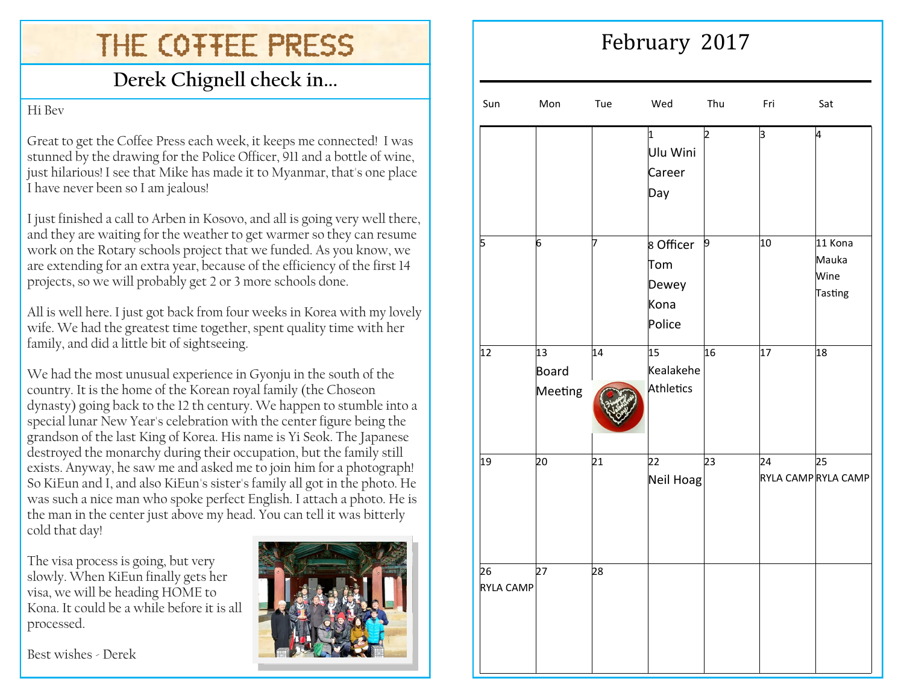# THE COFFEE PRESS

## Derek Chignell check in…

Hi Bev

Great to get the Coffee Press each week, it keeps me connected! I was stunned by the drawing for the Police Officer, 911 and a bottle of wine, just hilarious! I see that Mike has made it to Myanmar, that's one place I have never been so I am jealous!

I just finished a call to Arben in Kosovo, and all is going very well there, and they are waiting for the weather to get warmer so they can resume work on the Rotary schools project that we funded. As you know, we are extending for an extra year, because of the efficiency of the first 14 projects, so we will probably get 2 or 3 more schools done.

All is well here. I just got back from four weeks in Korea with my lovely wife. We had the greatest time together, spent quality time with her family, and did a little bit of sightseeing.

We had the most unusual experience in Gyonju in the south of the country. It is the home of the Korean royal family (the Choseon dynasty) going back to the 12 th century. We happen to stumble into a special lunar New Year's celebration with the center figure being the grandson of the last King of Korea. His name is Yi Seok. The Japanese destroyed the monarchy during their occupation, but the family still exists. Anyway, he saw me and asked me to join him for a photograph! So KiEun and I, and also KiEun's sister's family all got in the photo. He was such a nice man who spoke perfect English. I attach a photo. He is the man in the center just above my head. You can tell it was bitterly cold that day!

The visa process is going, but very slowly. When KiEun finally gets her visa, we will be heading HOME to Kona. It could be a while before it is all processed.

Best wishes - Derek

## February 2017

| Sun | Mon | Tue | Wed | Thu | Fri | Sat |
|---|---|---|---|---|---|---|
| | | | 1 Ulu Wini Career Day | 2 | 3 | 4 |
| 5 | 6 | 7 | 8 Officer Tom Dewey Kona Police | 9 | 10 | 11 Kona Mauka Wine Tasting |
| 12 | 13 Board Meeting | 14 | 15 Kealakehe Athletics | 16 | 17 | 18 |
| 19 | 20 | 21 | 22 Neil Hoag | 23 | 24 RYLA CAMP | 25 RYLA CAMP |
| 26 RYLA CAMP | 27 | 28 | | | | |